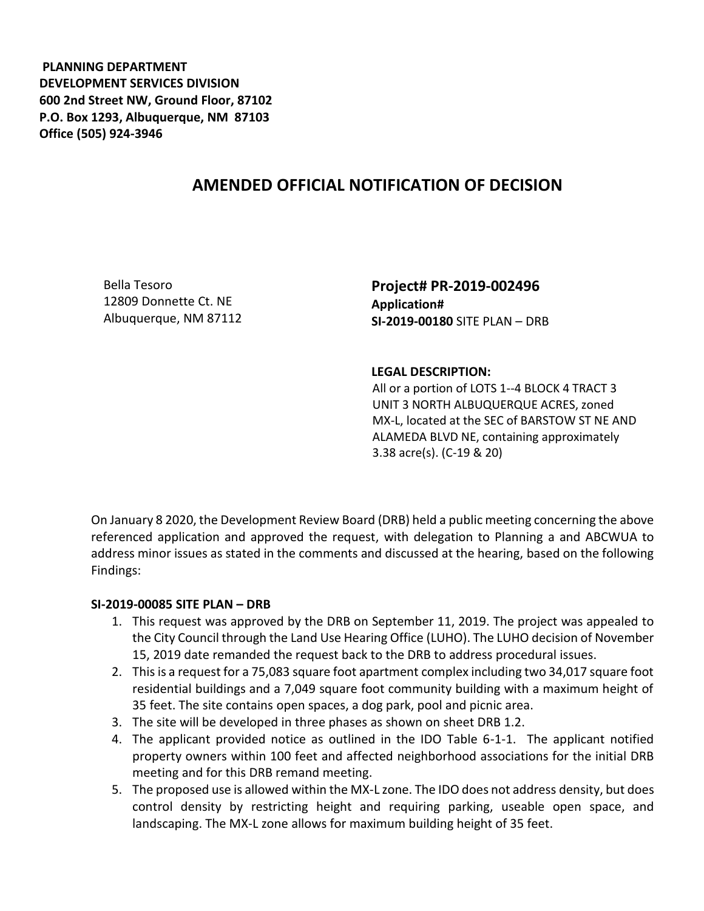**PLANNING DEPARTMENT**
**DEVELOPMENT SERVICES DIVISION**
**600 2nd Street NW, Ground Floor, 87102**
**P.O. Box 1293, Albuquerque, NM 87103**
**Office (505) 924-3946**

# AMENDED OFFICIAL NOTIFICATION OF DECISION

Bella Tesoro
12809 Donnette Ct. NE
Albuquerque, NM 87112

**Project# PR-2019-002496**
**Application#**
**SI-2019-00180** SITE PLAN – DRB

**LEGAL DESCRIPTION:**
All or a portion of LOTS 1--4 BLOCK 4 TRACT 3 UNIT 3 NORTH ALBUQUERQUE ACRES, zoned MX-L, located at the SEC of BARSTOW ST NE AND ALAMEDA BLVD NE, containing approximately 3.38 acre(s). (C-19 & 20)

On January 8 2020, the Development Review Board (DRB) held a public meeting concerning the above referenced application and approved the request, with delegation to Planning a and ABCWUA to address minor issues as stated in the comments and discussed at the hearing, based on the following Findings:

**SI-2019-00085 SITE PLAN – DRB**

1. This request was approved by the DRB on September 11, 2019. The project was appealed to the City Council through the Land Use Hearing Office (LUHO). The LUHO decision of November 15, 2019 date remanded the request back to the DRB to address procedural issues.
2. This is a request for a 75,083 square foot apartment complex including two 34,017 square foot residential buildings and a 7,049 square foot community building with a maximum height of 35 feet. The site contains open spaces, a dog park, pool and picnic area.
3. The site will be developed in three phases as shown on sheet DRB 1.2.
4. The applicant provided notice as outlined in the IDO Table 6-1-1. The applicant notified property owners within 100 feet and affected neighborhood associations for the initial DRB meeting and for this DRB remand meeting.
5. The proposed use is allowed within the MX-L zone. The IDO does not address density, but does control density by restricting height and requiring parking, useable open space, and landscaping. The MX-L zone allows for maximum building height of 35 feet.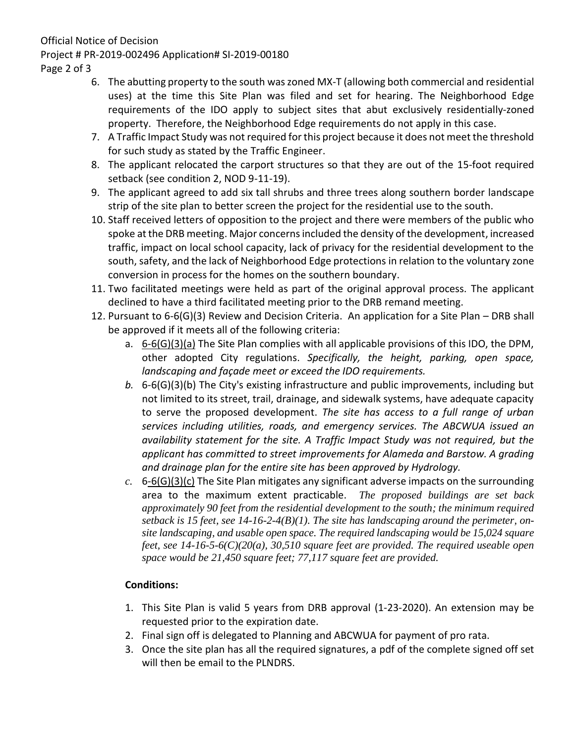6. The abutting property to the south was zoned MX-T (allowing both commercial and residential uses) at the time this Site Plan was filed and set for hearing. The Neighborhood Edge requirements of the IDO apply to subject sites that abut exclusively residentially-zoned property. Therefore, the Neighborhood Edge requirements do not apply in this case.
7. A Traffic Impact Study was not required for this project because it does not meet the threshold for such study as stated by the Traffic Engineer.
8. The applicant relocated the carport structures so that they are out of the 15-foot required setback (see condition 2, NOD 9-11-19).
9. The applicant agreed to add six tall shrubs and three trees along southern border landscape strip of the site plan to better screen the project for the residential use to the south.
10. Staff received letters of opposition to the project and there were members of the public who spoke at the DRB meeting. Major concerns included the density of the development, increased traffic, impact on local school capacity, lack of privacy for the residential development to the south, safety, and the lack of Neighborhood Edge protections in relation to the voluntary zone conversion in process for the homes on the southern boundary.
11. Two facilitated meetings were held as part of the original approval process. The applicant declined to have a third facilitated meeting prior to the DRB remand meeting.
12. Pursuant to 6-6(G)(3) Review and Decision Criteria. An application for a Site Plan – DRB shall be approved if it meets all of the following criteria:
    a. 6-6(G)(3)(a) The Site Plan complies with all applicable provisions of this IDO, the DPM, other adopted City regulations. *Specifically, the height, parking, open space, landscaping and façade meet or exceed the IDO requirements.*
    b. 6-6(G)(3)(b) The City's existing infrastructure and public improvements, including but not limited to its street, trail, drainage, and sidewalk systems, have adequate capacity to serve the proposed development. *The site has access to a full range of urban services including utilities, roads, and emergency services. The ABCWUA issued an availability statement for the site. A Traffic Impact Study was not required, but the applicant has committed to street improvements for Alameda and Barstow. A grading and drainage plan for the entire site has been approved by Hydrology.*
    c. 6-6(G)(3)(c) The Site Plan mitigates any significant adverse impacts on the surrounding area to the maximum extent practicable. *The proposed buildings are set back approximately 90 feet from the residential development to the south; the minimum required setback is 15 feet, see 14-16-2-4(B)(1). The site has landscaping around the perimeter, on-site landscaping, and usable open space. The required landscaping would be 15,024 square feet, see 14-16-5-6(C)(20(a), 30,510 square feet are provided. The required useable open space would be 21,450 square feet; 77,117 square feet are provided.*

**Conditions:**

1. This Site Plan is valid 5 years from DRB approval (1-23-2020). An extension may be requested prior to the expiration date.
2. Final sign off is delegated to Planning and ABCWUA for payment of pro rata.
3. Once the site plan has all the required signatures, a pdf of the complete signed off set will then be email to the PLNDRS.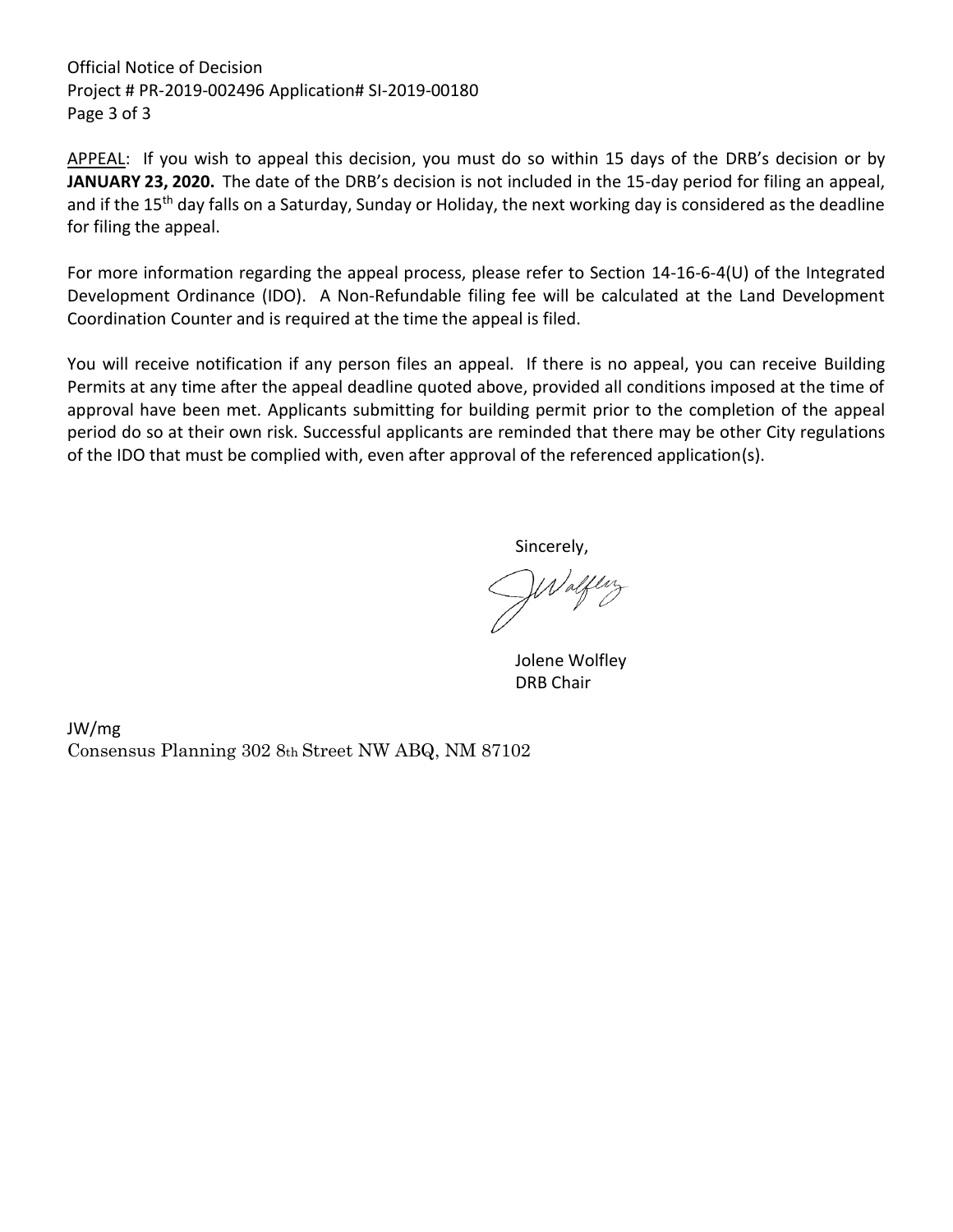APPEAL: If you wish to appeal this decision, you must do so within 15 days of the DRB's decision or by **JANUARY 23, 2020.** The date of the DRB's decision is not included in the 15-day period for filing an appeal, and if the 15th day falls on a Saturday, Sunday or Holiday, the next working day is considered as the deadline for filing the appeal.

For more information regarding the appeal process, please refer to Section 14-16-6-4(U) of the Integrated Development Ordinance (IDO). A Non-Refundable filing fee will be calculated at the Land Development Coordination Counter and is required at the time the appeal is filed.

You will receive notification if any person files an appeal. If there is no appeal, you can receive Building Permits at any time after the appeal deadline quoted above, provided all conditions imposed at the time of approval have been met. Applicants submitting for building permit prior to the completion of the appeal period do so at their own risk. Successful applicants are reminded that there may be other City regulations of the IDO that must be complied with, even after approval of the referenced application(s).

Sincerely,

JWolfley

Jolene Wolfley
DRB Chair

JW/mg
Consensus Planning 302 8th Street NW ABQ, NM 87102